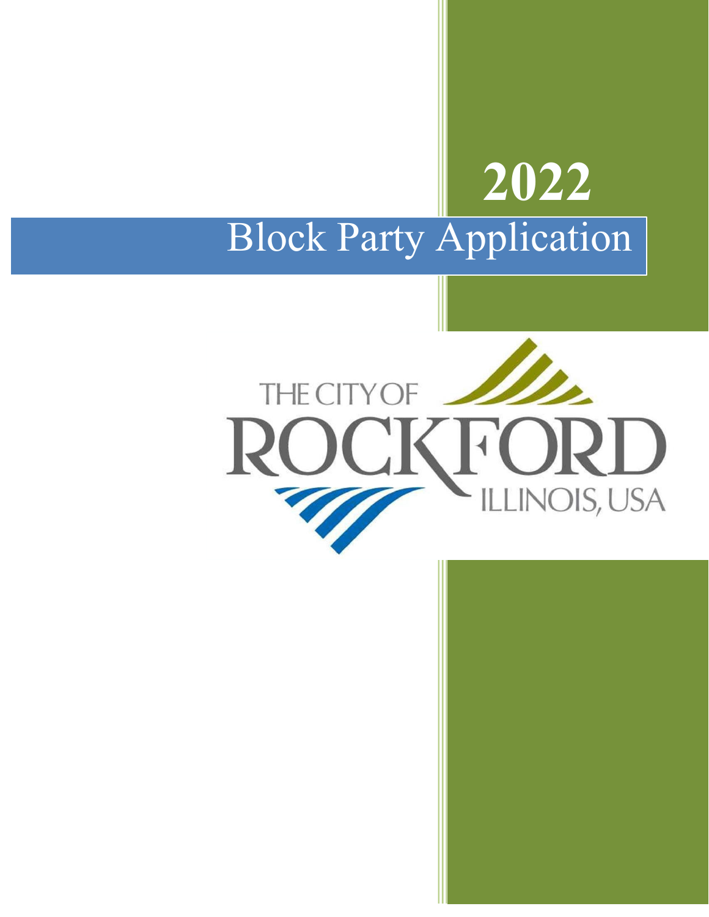# 2022

# Block Party Application

THE CITY OF ROCKFORD ILLINOIS, USA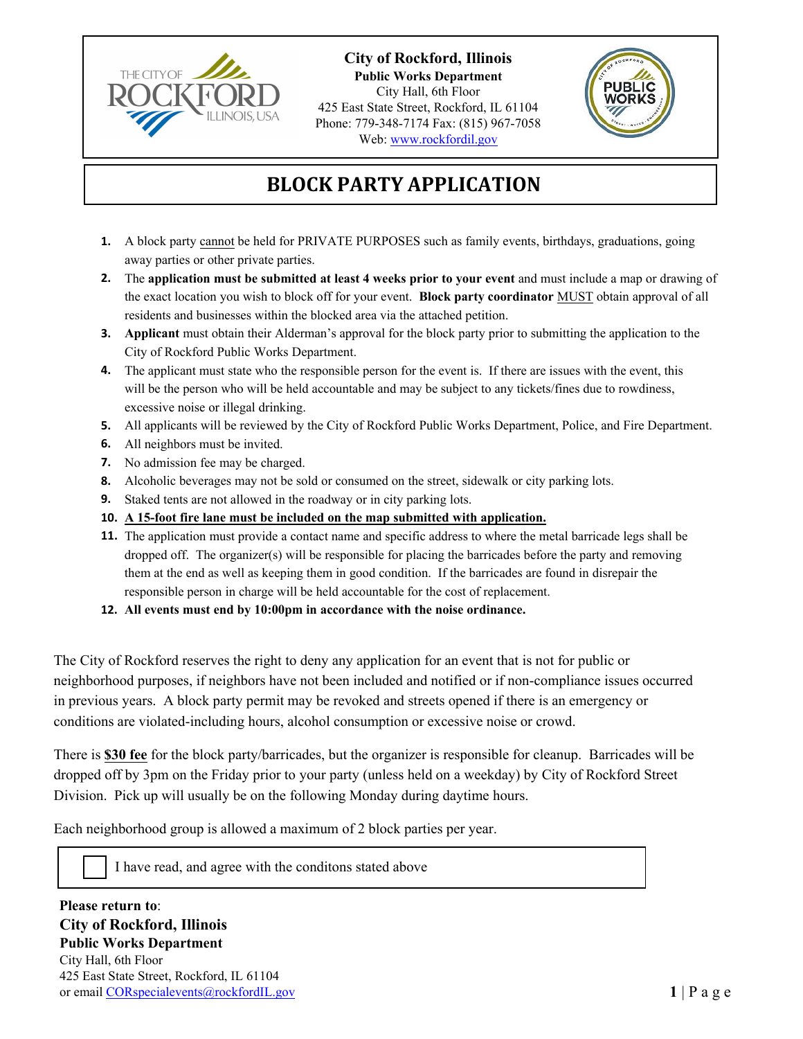**City of Rockford, Illinois**
**Public Works Department**
City Hall, 6th Floor
425 East State Street, Rockford, IL 61104
Phone: 779-348-7174 Fax: (815) 967-7058
Web: www.rockfordil.gov

# BLOCK PARTY APPLICATION

1. A block party cannot be held for PRIVATE PURPOSES such as family events, birthdays, graduations, going away parties or other private parties.
2. The **application must be submitted at least 4 weeks prior to your event** and must include a map or drawing of the exact location you wish to block off for your event. **Block party coordinator** MUST obtain approval of all residents and businesses within the blocked area via the attached petition.
3. **Applicant** must obtain their Alderman's approval for the block party prior to submitting the application to the City of Rockford Public Works Department.
4. The applicant must state who the responsible person for the event is. If there are issues with the event, this will be the person who will be held accountable and may be subject to any tickets/fines due to rowdiness, excessive noise or illegal drinking.
5. All applicants will be reviewed by the City of Rockford Public Works Department, Police, and Fire Department.
6. All neighbors must be invited.
7. No admission fee may be charged.
8. Alcoholic beverages may not be sold or consumed on the street, sidewalk or city parking lots.
9. Staked tents are not allowed in the roadway or in city parking lots.
10. **A 15-foot fire lane must be included on the map submitted with application.**
11. The application must provide a contact name and specific address to where the metal barricade legs shall be dropped off. The organizer(s) will be responsible for placing the barricades before the party and removing them at the end as well as keeping them in good condition. If the barricades are found in disrepair the responsible person in charge will be held accountable for the cost of replacement.
12. **All events must end by 10:00pm in accordance with the noise ordinance.**

The City of Rockford reserves the right to deny any application for an event that is not for public or neighborhood purposes, if neighbors have not been included and notified or if non-compliance issues occurred in previous years. A block party permit may be revoked and streets opened if there is an emergency or conditions are violated-including hours, alcohol consumption or excessive noise or crowd.

There is **$30 fee** for the block party/barricades, but the organizer is responsible for cleanup. Barricades will be dropped off by 3pm on the Friday prior to your party (unless held on a weekday) by City of Rockford Street Division. Pick up will usually be on the following Monday during daytime hours.

Each neighborhood group is allowed a maximum of 2 block parties per year.

☐ I have read, and agree with the conditons stated above

**Please return to**:
**City of Rockford, Illinois**
**Public Works Department**
City Hall, 6th Floor
425 East State Street, Rockford, IL 61104
or email CORspecialevents@rockfordIL.gov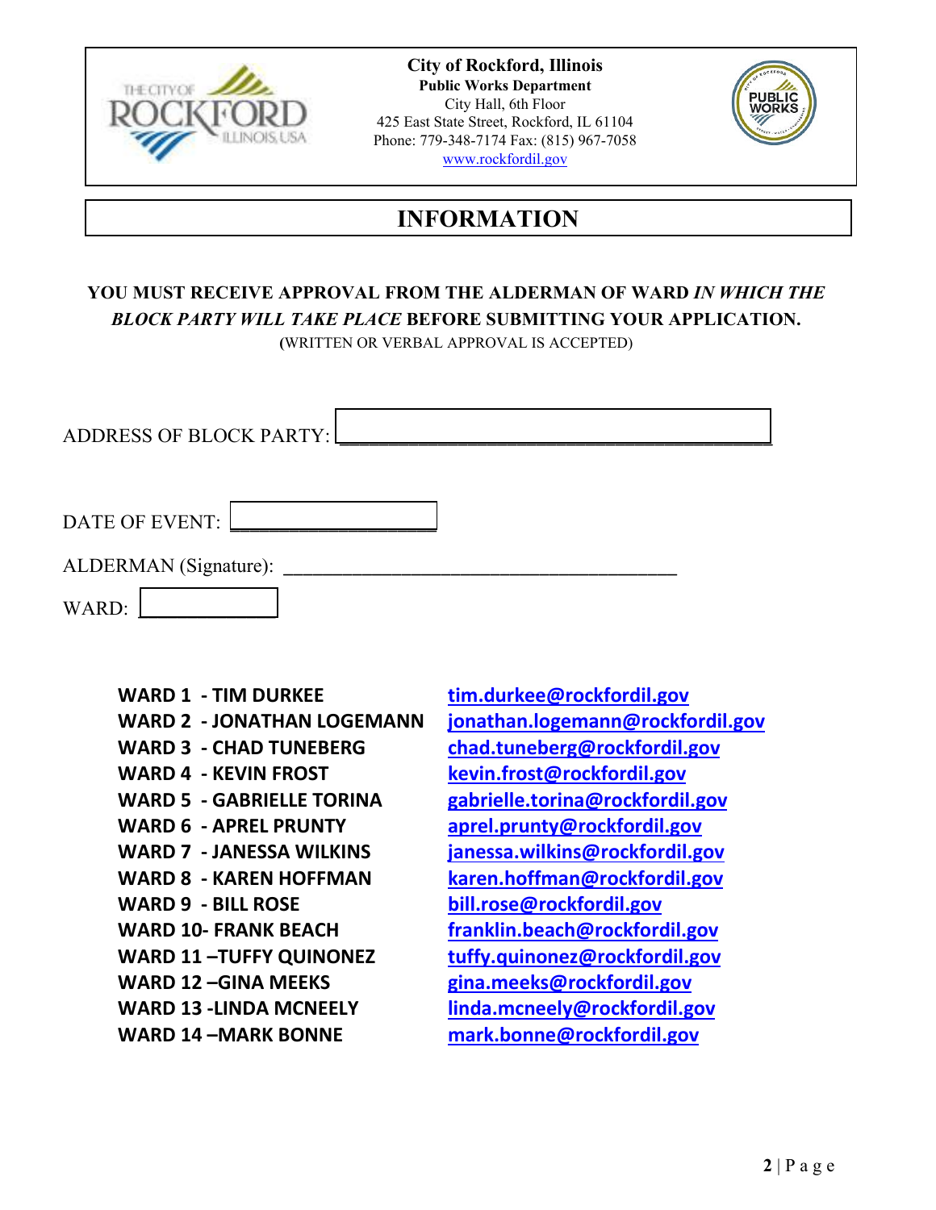**City of Rockford, Illinois**
**Public Works Department**
City Hall, 6th Floor
425 East State Street, Rockford, IL 61104
Phone: 779-348-7174 Fax: (815) 967-7058
www.rockfordil.gov

# INFORMATION

**YOU MUST RECEIVE APPROVAL FROM THE ALDERMAN OF WARD *IN WHICH THE BLOCK PARTY WILL TAKE PLACE* BEFORE SUBMITTING YOUR APPLICATION.**
(WRITTEN OR VERBAL APPROVAL IS ACCEPTED)

ADDRESS OF BLOCK PARTY: ___________________________________________

DATE OF EVENT: ____________________

ALDERMAN (Signature): ________________________________________

WARD: ____________

| | |
|---|---|
| **WARD 1 - TIM DURKEE** | tim.durkee@rockfordil.gov |
| **WARD 2 - JONATHAN LOGEMANN** | jonathan.logemann@rockfordil.gov |
| **WARD 3 - CHAD TUNEBERG** | chad.tuneberg@rockfordil.gov |
| **WARD 4 - KEVIN FROST** | kevin.frost@rockfordil.gov |
| **WARD 5 - GABRIELLE TORINA** | gabrielle.torina@rockfordil.gov |
| **WARD 6 - APREL PRUNTY** | aprel.prunty@rockfordil.gov |
| **WARD 7 - JANESSA WILKINS** | janessa.wilkins@rockfordil.gov |
| **WARD 8 - KAREN HOFFMAN** | karen.hoffman@rockfordil.gov |
| **WARD 9 - BILL ROSE** | bill.rose@rockfordil.gov |
| **WARD 10- FRANK BEACH** | franklin.beach@rockfordil.gov |
| **WARD 11 –TUFFY QUINONEZ** | tuffy.quinonez@rockfordil.gov |
| **WARD 12 –GINA MEEKS** | gina.meeks@rockfordil.gov |
| **WARD 13 -LINDA MCNEELY** | linda.mcneely@rockfordil.gov |
| **WARD 14 –MARK BONNE** | mark.bonne@rockfordil.gov |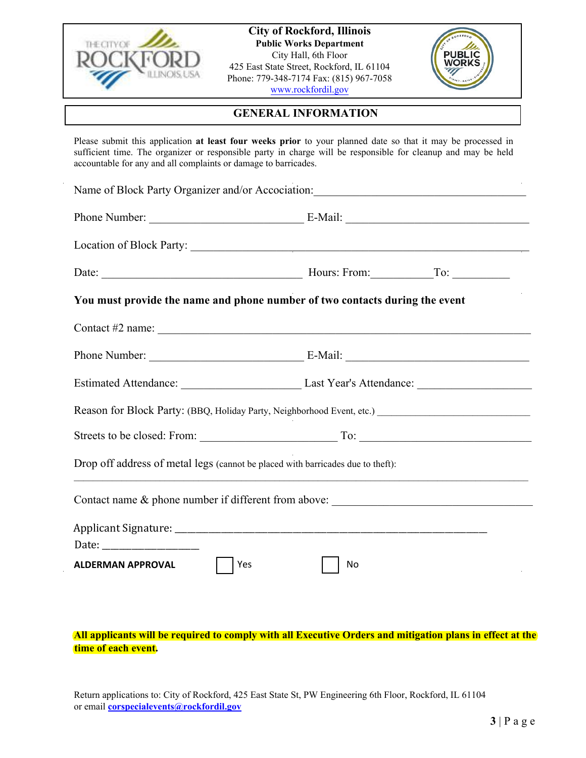**City of Rockford, Illinois**
**Public Works Department**
City Hall, 6th Floor
425 East State Street, Rockford, IL 61104
Phone: 779-348-7174 Fax: (815) 967-7058
www.rockfordil.gov

## GENERAL INFORMATION

Please submit this application **at least four weeks prior** to your planned date so that it may be processed in sufficient time. The organizer or responsible party in charge will be responsible for cleanup and may be held accountable for any and all complaints or damage to barricades.

Name of Block Party Organizer and/or Accociation: ______________________________________

Phone Number: ___________________________ E-Mail: _________________________________

Location of Block Party: ____________________________________________________________

Date: ____________________________________ Hours: From: ___________ To: __________

**You must provide the name and phone number of two contacts during the event**

Contact #2 name: ___________________________________________________________________

Phone Number: ___________________________ E-Mail: _________________________________

Estimated Attendance: _____________________ Last Year's Attendance: ___________________

Reason for Block Party: (BBQ, Holiday Party, Neighborhood Event, etc.) ______________________________

Streets to be closed: From: ________________________ To: ______________________________

Drop off address of metal legs (cannot be placed with barricades due to theft):

_______________________________________________________________________________

Contact name & phone number if different from above: __________________________________

Applicant Signature: _______________________________________________________

Date: ________________

**ALDERMAN APPROVAL** ☐ Yes ☐ No

**All applicants will be required to comply with all Executive Orders and mitigation plans in effect at the time of each event.**

Return applications to: City of Rockford, 425 East State St, PW Engineering 6th Floor, Rockford, IL 61104
or email **corspecialevents@rockfordil.gov**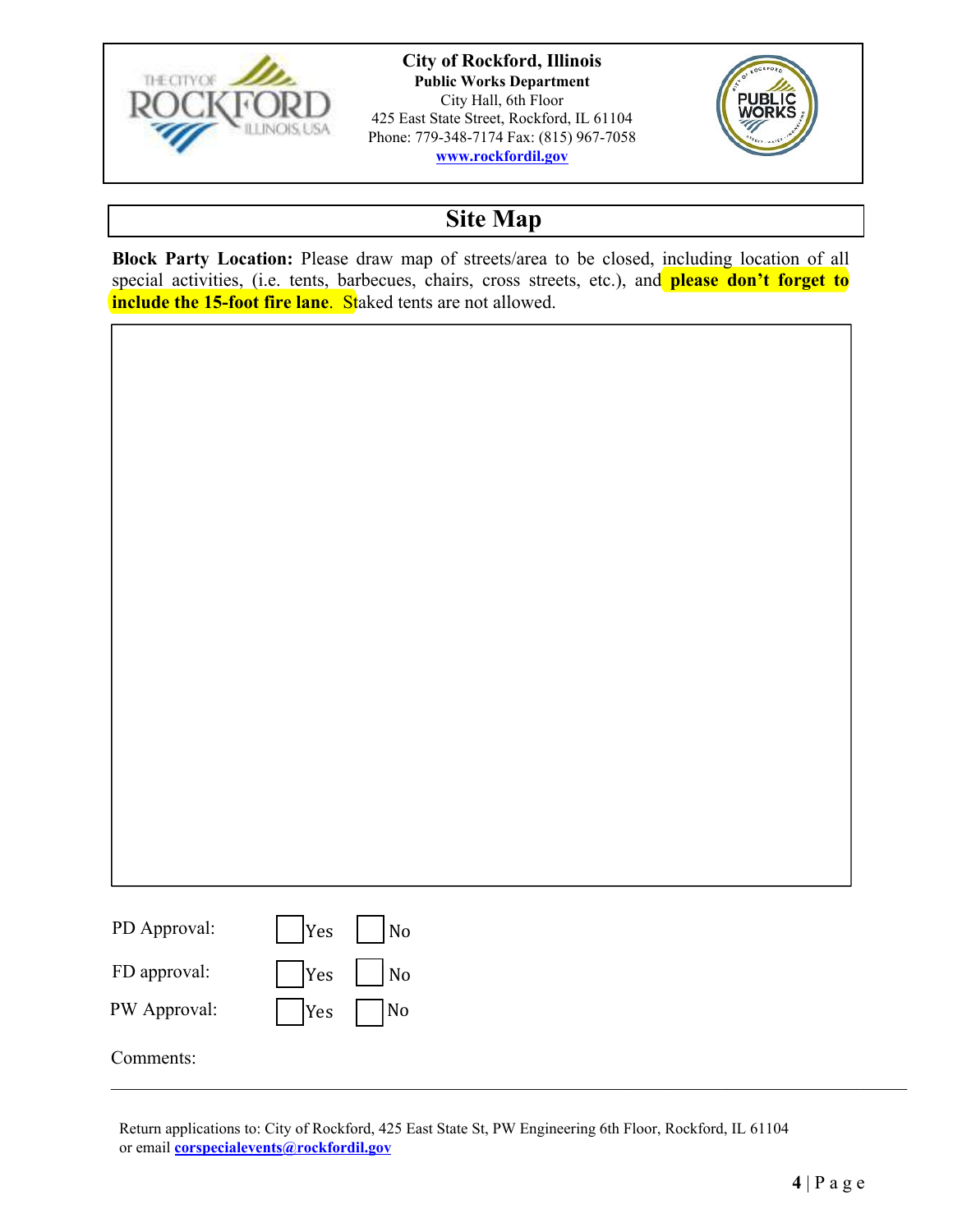**City of Rockford, Illinois**
**Public Works Department**
City Hall, 6th Floor
425 East State Street, Rockford, IL 61104
Phone: 779-348-7174 Fax: (815) 967-7058
[www.rockfordil.gov](http://www.rockfordil.gov)

# Site Map

**Block Party Location:** Please draw map of streets/area to be closed, including location of all special activities, (i.e. tents, barbecues, chairs, cross streets, etc.), and **please don't forget to include the 15-foot fire lane**. Staked tents are not allowed.

PD Approval: ☐ Yes ☐ No

FD approval: ☐ Yes ☐ No

PW Approval: ☐ Yes ☐ No

Comments:

---

Return applications to: City of Rockford, 425 East State St, PW Engineering 6th Floor, Rockford, IL 61104
or email [corspecialevents@rockfordil.gov](mailto:corspecialevents@rockfordil.gov)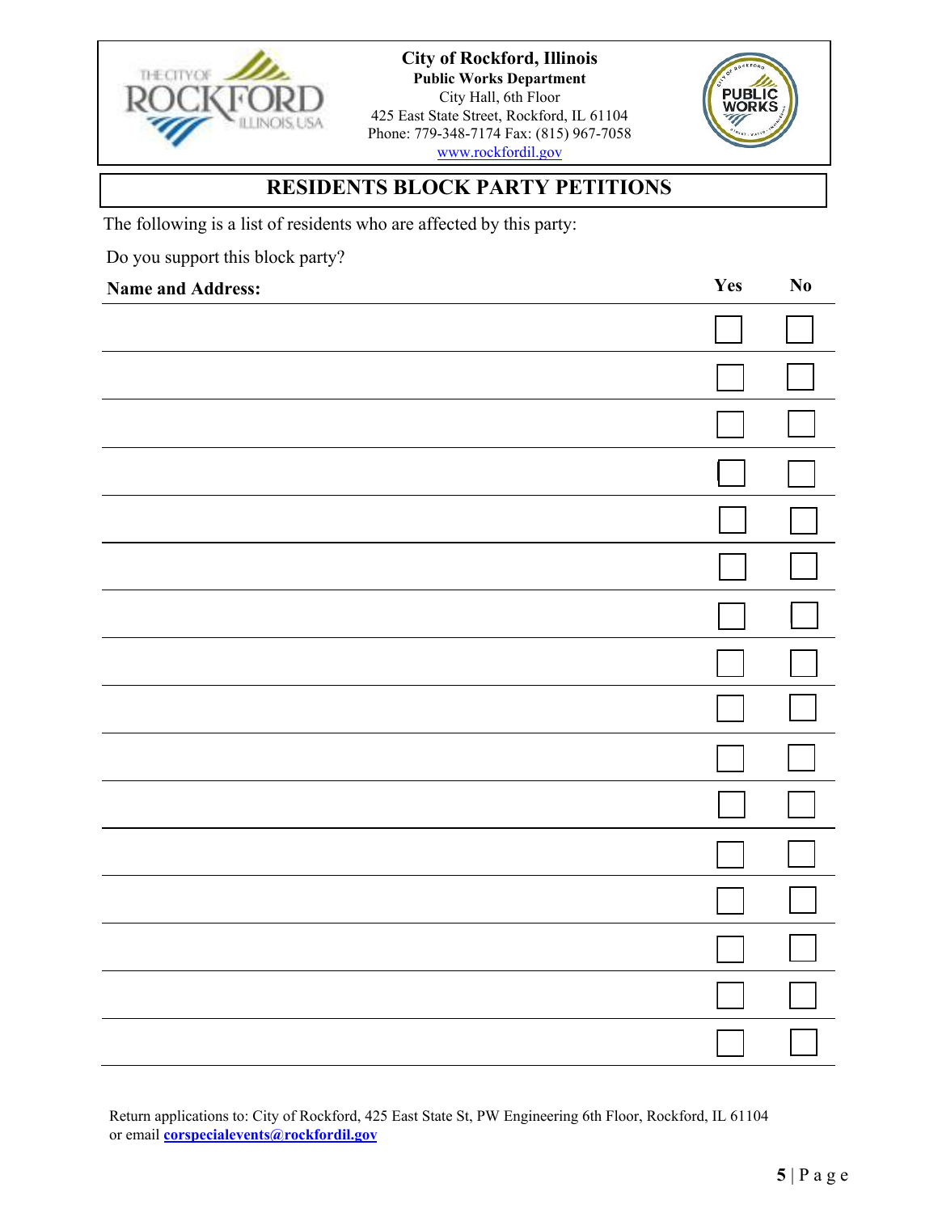**City of Rockford, Illinois**
**Public Works Department**
City Hall, 6th Floor
425 East State Street, Rockford, IL 61104
Phone: 779-348-7174 Fax: (815) 967-7058
www.rockfordil.gov

## RESIDENTS BLOCK PARTY PETITIONS

The following is a list of residents who are affected by this party:

Do you support this block party?

| Name and Address: | Yes | No |
|---|---|---|
| | ☐ | ☐ |
| | ☐ | ☐ |
| | ☐ | ☐ |
| | ☐ | ☐ |
| | ☐ | ☐ |
| | ☐ | ☐ |
| | ☐ | ☐ |
| | ☐ | ☐ |
| | ☐ | ☐ |
| | ☐ | ☐ |
| | ☐ | ☐ |
| | ☐ | ☐ |
| | ☐ | ☐ |
| | ☐ | ☐ |
| | ☐ | ☐ |
| | ☐ | ☐ |

Return applications to: City of Rockford, 425 East State St, PW Engineering 6th Floor, Rockford, IL 61104
or email **corspecialevents@rockfordil.gov**